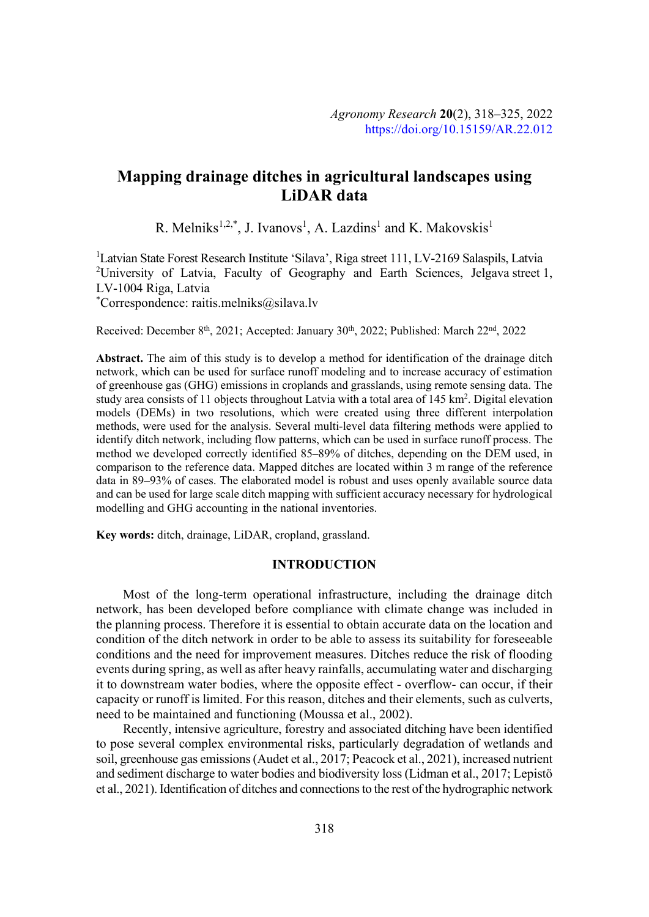Agronomy Research 20(2), 318–325, 2022
https://doi.org/10.15159/AR.22.012

# Mapping drainage ditches in agricultural landscapes using LiDAR data

R. Melniks[1,2,*], J. Ivanovs[1], A. Lazdins[1] and K. Makovskis[1]

[1]Latvian State Forest Research Institute 'Silava', Riga street 111, LV-2169 Salaspils, Latvia
[2]University of Latvia, Faculty of Geography and Earth Sciences, Jelgava street 1, LV-1004 Riga, Latvia
[*]Correspondence: raitis.melniks@silava.lv

Received: December 8th, 2021; Accepted: January 30th, 2022; Published: March 22nd, 2022

**Abstract.** The aim of this study is to develop a method for identification of the drainage ditch network, which can be used for surface runoff modeling and to increase accuracy of estimation of greenhouse gas (GHG) emissions in croplands and grasslands, using remote sensing data. The study area consists of 11 objects throughout Latvia with a total area of 145 $km^2$. Digital elevation models (DEMs) in two resolutions, which were created using three different interpolation methods, were used for the analysis. Several multi-level data filtering methods were applied to identify ditch network, including flow patterns, which can be used in surface runoff process. The method we developed correctly identified 85–89% of ditches, depending on the DEM used, in comparison to the reference data. Mapped ditches are located within 3 m range of the reference data in 89–93% of cases. The elaborated model is robust and uses openly available source data and can be used for large scale ditch mapping with sufficient accuracy necessary for hydrological modelling and GHG accounting in the national inventories.

**Key words:** ditch, drainage, LiDAR, cropland, grassland.

## INTRODUCTION

Most of the long-term operational infrastructure, including the drainage ditch network, has been developed before compliance with climate change was included in the planning process. Therefore it is essential to obtain accurate data on the location and condition of the ditch network in order to be able to assess its suitability for foreseeable conditions and the need for improvement measures. Ditches reduce the risk of flooding events during spring, as well as after heavy rainfalls, accumulating water and discharging it to downstream water bodies, where the opposite effect - overflow- can occur, if their capacity or runoff is limited. For this reason, ditches and their elements, such as culverts, need to be maintained and functioning (Moussa et al., 2002).

Recently, intensive agriculture, forestry and associated ditching have been identified to pose several complex environmental risks, particularly degradation of wetlands and soil, greenhouse gas emissions (Audet et al., 2017; Peacock et al., 2021), increased nutrient and sediment discharge to water bodies and biodiversity loss (Lidman et al., 2017; Lepistö et al., 2021). Identification of ditches and connections to the rest of the hydrographic network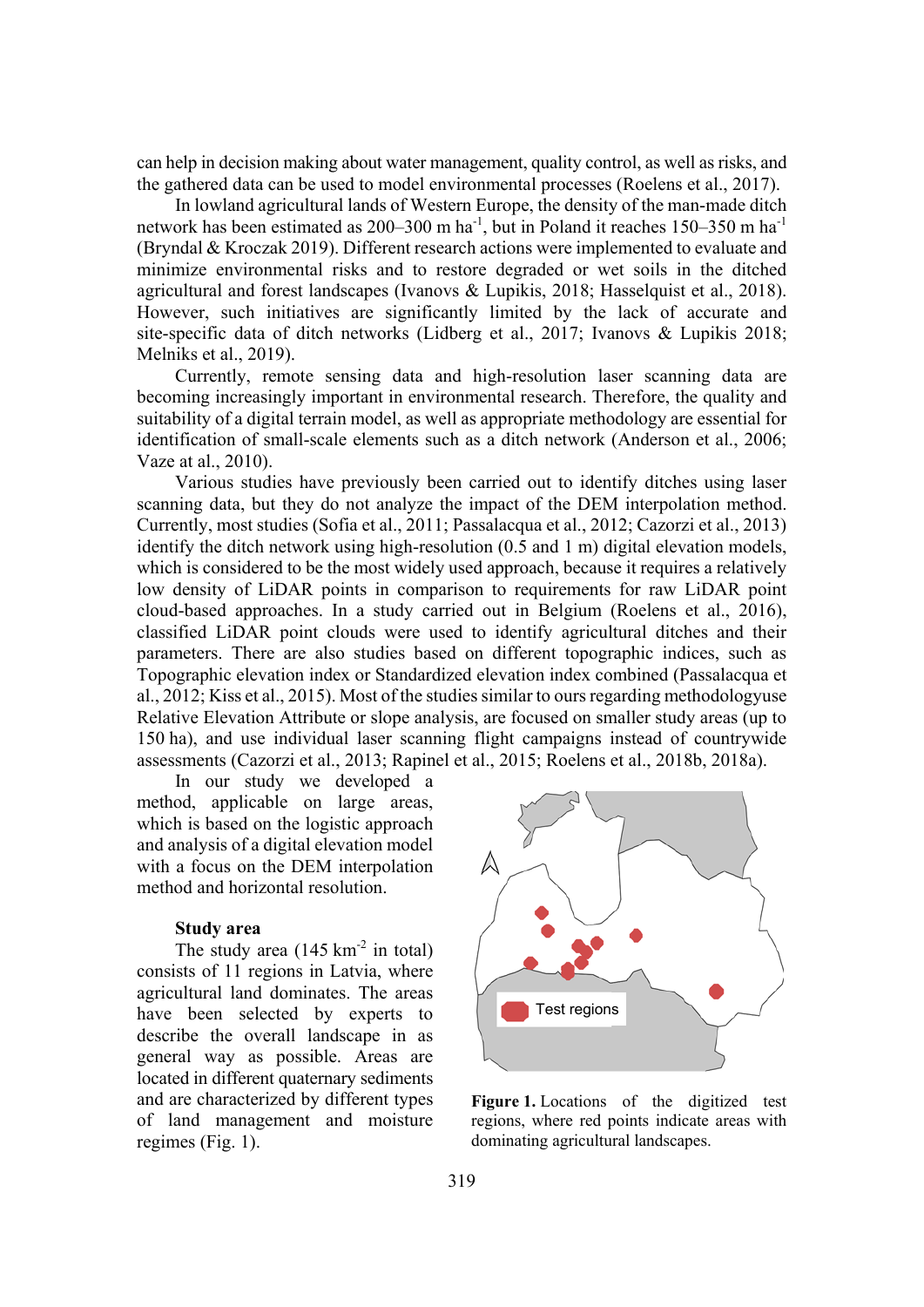can help in decision making about water management, quality control, as well as risks, and the gathered data can be used to model environmental processes (Roelens et al., 2017).

In lowland agricultural lands of Western Europe, the density of the man-made ditch network has been estimated as 200–300 m $ha^{-1}$, but in Poland it reaches 150–350 m $ha^{-1}$ (Bryndal & Kroczak 2019). Different research actions were implemented to evaluate and minimize environmental risks and to restore degraded or wet soils in the ditched agricultural and forest landscapes (Ivanovs & Lupikis, 2018; Hasselquist et al., 2018). However, such initiatives are significantly limited by the lack of accurate and site-specific data of ditch networks (Lidberg et al., 2017; Ivanovs & Lupikis 2018; Melniks et al., 2019).

Currently, remote sensing data and high-resolution laser scanning data are becoming increasingly important in environmental research. Therefore, the quality and suitability of a digital terrain model, as well as appropriate methodology are essential for identification of small-scale elements such as a ditch network (Anderson et al., 2006; Vaze at al., 2010).

Various studies have previously been carried out to identify ditches using laser scanning data, but they do not analyze the impact of the DEM interpolation method. Currently, most studies (Sofia et al., 2011; Passalacqua et al., 2012; Cazorzi et al., 2013) identify the ditch network using high-resolution (0.5 and 1 m) digital elevation models, which is considered to be the most widely used approach, because it requires a relatively low density of LiDAR points in comparison to requirements for raw LiDAR point cloud-based approaches. In a study carried out in Belgium (Roelens et al., 2016), classified LiDAR point clouds were used to identify agricultural ditches and their parameters. There are also studies based on different topographic indices, such as Topographic elevation index or Standardized elevation index combined (Passalacqua et al., 2012; Kiss et al., 2015). Most of the studies similar to ours regarding methodologyuse Relative Elevation Attribute or slope analysis, are focused on smaller study areas (up to 150 ha), and use individual laser scanning flight campaigns instead of countrywide assessments (Cazorzi et al., 2013; Rapinel et al., 2015; Roelens et al., 2018b, 2018a).

In our study we developed a method, applicable on large areas, which is based on the logistic approach and analysis of a digital elevation model with a focus on the DEM interpolation method and horizontal resolution.

### Study area

The study area (145 $km^{-2}$ in total) consists of 11 regions in Latvia, where agricultural land dominates. The areas have been selected by experts to describe the overall landscape in as general way as possible. Areas are located in different quaternary sediments and are characterized by different types of land management and moisture regimes (Fig. 1).

**Figure 1.** Locations of the digitized test regions, where red points indicate areas with dominating agricultural landscapes.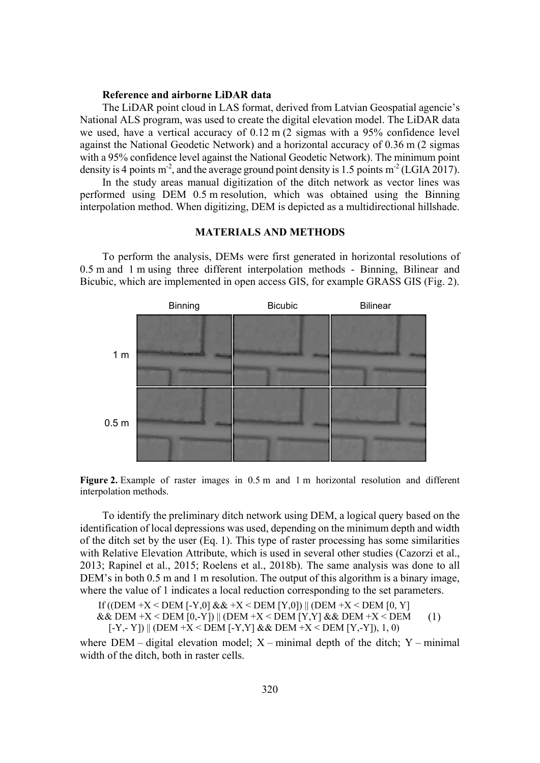### Reference and airborne LiDAR data

The LiDAR point cloud in LAS format, derived from Latvian Geospatial agencie's National ALS program, was used to create the digital elevation model. The LiDAR data we used, have a vertical accuracy of 0.12 m (2 sigmas with a 95% confidence level against the National Geodetic Network) and a horizontal accuracy of 0.36 m (2 sigmas with a 95% confidence level against the National Geodetic Network). The minimum point density is 4 points $m^{-2}$, and the average ground point density is 1.5 points $m^{-2}$ (LGIA 2017).

In the study areas manual digitization of the ditch network as vector lines was performed using DEM 0.5 m resolution, which was obtained using the Binning interpolation method. When digitizing, DEM is depicted as a multidirectional hillshade.

## MATERIALS AND METHODS

To perform the analysis, DEMs were first generated in horizontal resolutions of 0.5 m and 1 m using three different interpolation methods - Binning, Bilinear and Bicubic, which are implemented in open access GIS, for example GRASS GIS (Fig. 2).

**Figure 2.** Example of raster images in 0.5 m and 1 m horizontal resolution and different interpolation methods.

To identify the preliminary ditch network using DEM, a logical query based on the identification of local depressions was used, depending on the minimum depth and width of the ditch set by the user (Eq. 1). This type of raster processing has some similarities with Relative Elevation Attribute, which is used in several other studies (Cazorzi et al., 2013; Rapinel et al., 2015; Roelens et al., 2018b). The same analysis was done to all DEM's in both 0.5 m and 1 m resolution. The output of this algorithm is a binary image, where the value of 1 indicates a local reduction corresponding to the set parameters.

If ((DEM +X < DEM [-Y,0] && +X < DEM [Y,0]) || (DEM +X < DEM [0, Y] && DEM +X < DEM [0,-Y]) || (DEM +X < DEM [Y,Y] && DEM +X < DEM [-Y,- Y]) || (DEM +X < DEM [-Y,Y] && DEM +X < DEM [Y,-Y]), 1, 0) (1)

where DEM – digital elevation model; X – minimal depth of the ditch; Y – minimal width of the ditch, both in raster cells.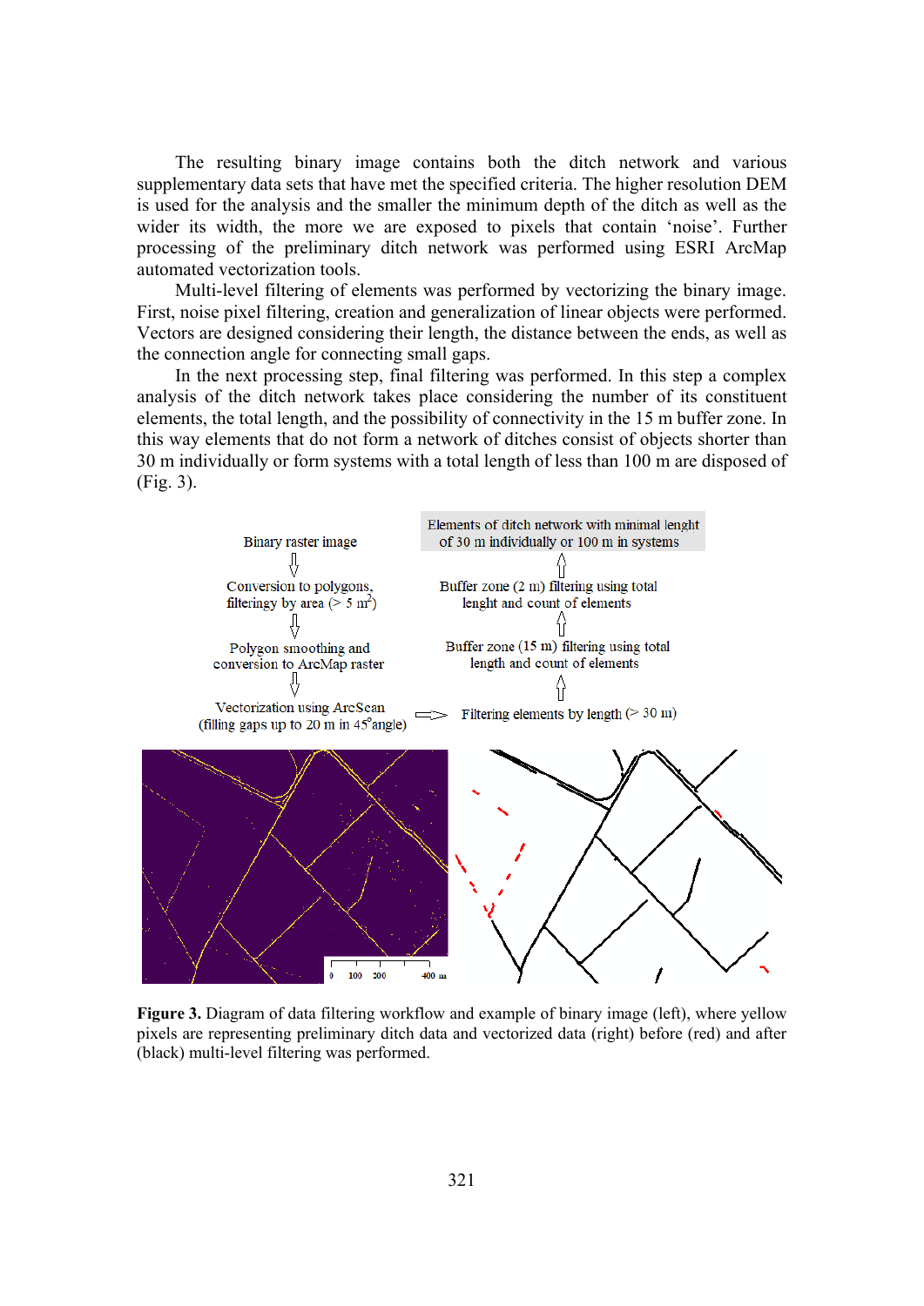The resulting binary image contains both the ditch network and various supplementary data sets that have met the specified criteria. The higher resolution DEM is used for the analysis and the smaller the minimum depth of the ditch as well as the wider its width, the more we are exposed to pixels that contain 'noise'. Further processing of the preliminary ditch network was performed using ESRI ArcMap automated vectorization tools.

Multi-level filtering of elements was performed by vectorizing the binary image. First, noise pixel filtering, creation and generalization of linear objects were performed. Vectors are designed considering their length, the distance between the ends, as well as the connection angle for connecting small gaps.

In the next processing step, final filtering was performed. In this step a complex analysis of the ditch network takes place considering the number of its constituent elements, the total length, and the possibility of connectivity in the 15 m buffer zone. In this way elements that do not form a network of ditches consist of objects shorter than 30 m individually or form systems with a total length of less than 100 m are disposed of (Fig. 3).

**Figure 3.** Diagram of data filtering workflow and example of binary image (left), where yellow pixels are representing preliminary ditch data and vectorized data (right) before (red) and after (black) multi-level filtering was performed.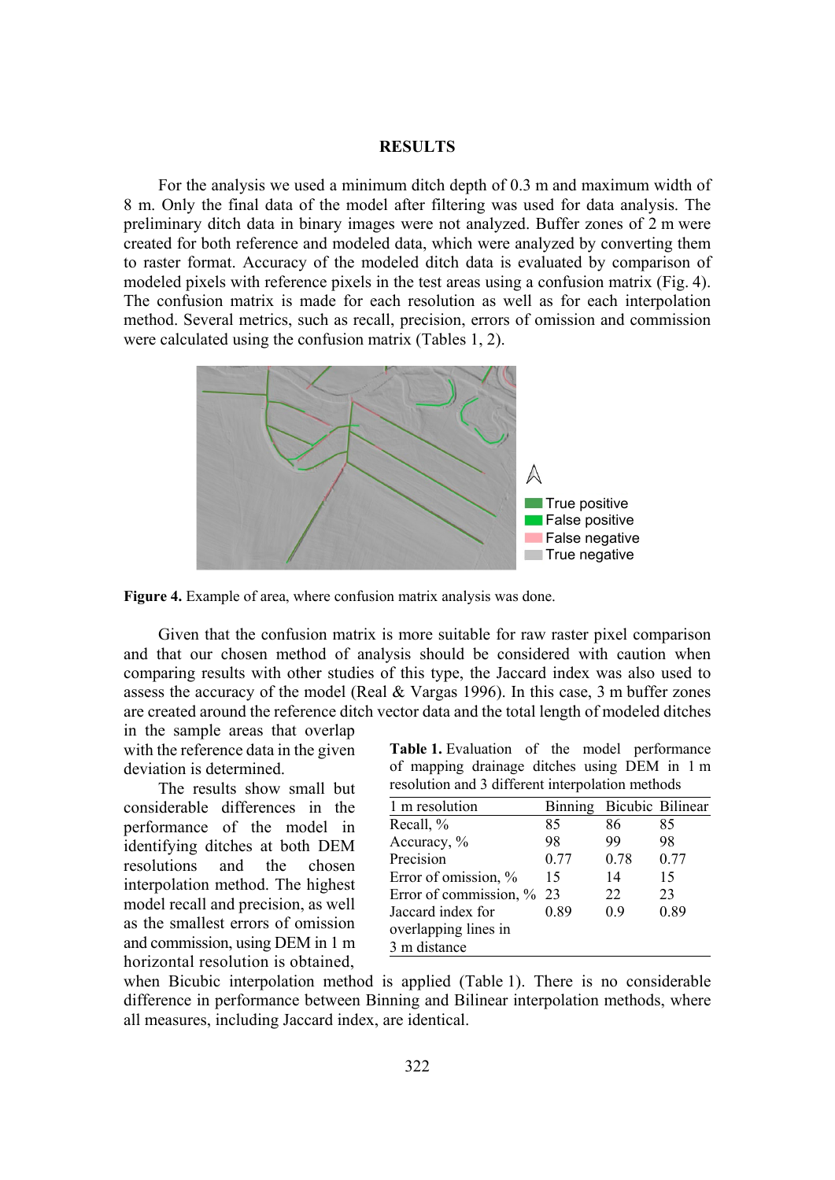## RESULTS

For the analysis we used a minimum ditch depth of 0.3 m and maximum width of 8 m. Only the final data of the model after filtering was used for data analysis. The preliminary ditch data in binary images were not analyzed. Buffer zones of 2 m were created for both reference and modeled data, which were analyzed by converting them to raster format. Accuracy of the modeled ditch data is evaluated by comparison of modeled pixels with reference pixels in the test areas using a confusion matrix (Fig. 4). The confusion matrix is made for each resolution as well as for each interpolation method. Several metrics, such as recall, precision, errors of omission and commission were calculated using the confusion matrix (Tables 1, 2).

**Figure 4.** Example of area, where confusion matrix analysis was done.

Given that the confusion matrix is more suitable for raw raster pixel comparison and that our chosen method of analysis should be considered with caution when comparing results with other studies of this type, the Jaccard index was also used to assess the accuracy of the model (Real & Vargas 1996). In this case, 3 m buffer zones are created around the reference ditch vector data and the total length of modeled ditches in the sample areas that overlap with the reference data in the given deviation is determined.

The results show small but considerable differences in the performance of the model in identifying ditches at both DEM resolutions and the chosen interpolation method. The highest model recall and precision, as well as the smallest errors of omission and commission, using DEM in 1 m horizontal resolution is obtained, when Bicubic interpolation method is applied (Table 1). There is no considerable difference in performance between Binning and Bilinear interpolation methods, where all measures, including Jaccard index, are identical.

**Table 1.** Evaluation of the model performance of mapping drainage ditches using DEM in 1 m resolution and 3 different interpolation methods

| 1 m resolution | Binning | Bicubic | Bilinear |
|---|---|---|---|
| Recall, % | 85 | 86 | 85 |
| Accuracy, % | 98 | 99 | 98 |
| Precision | 0.77 | 0.78 | 0.77 |
| Error of omission, % | 15 | 14 | 15 |
| Error of commission, % | 23 | 22 | 23 |
| Jaccard index for overlapping lines in 3 m distance | 0.89 | 0.9 | 0.89 |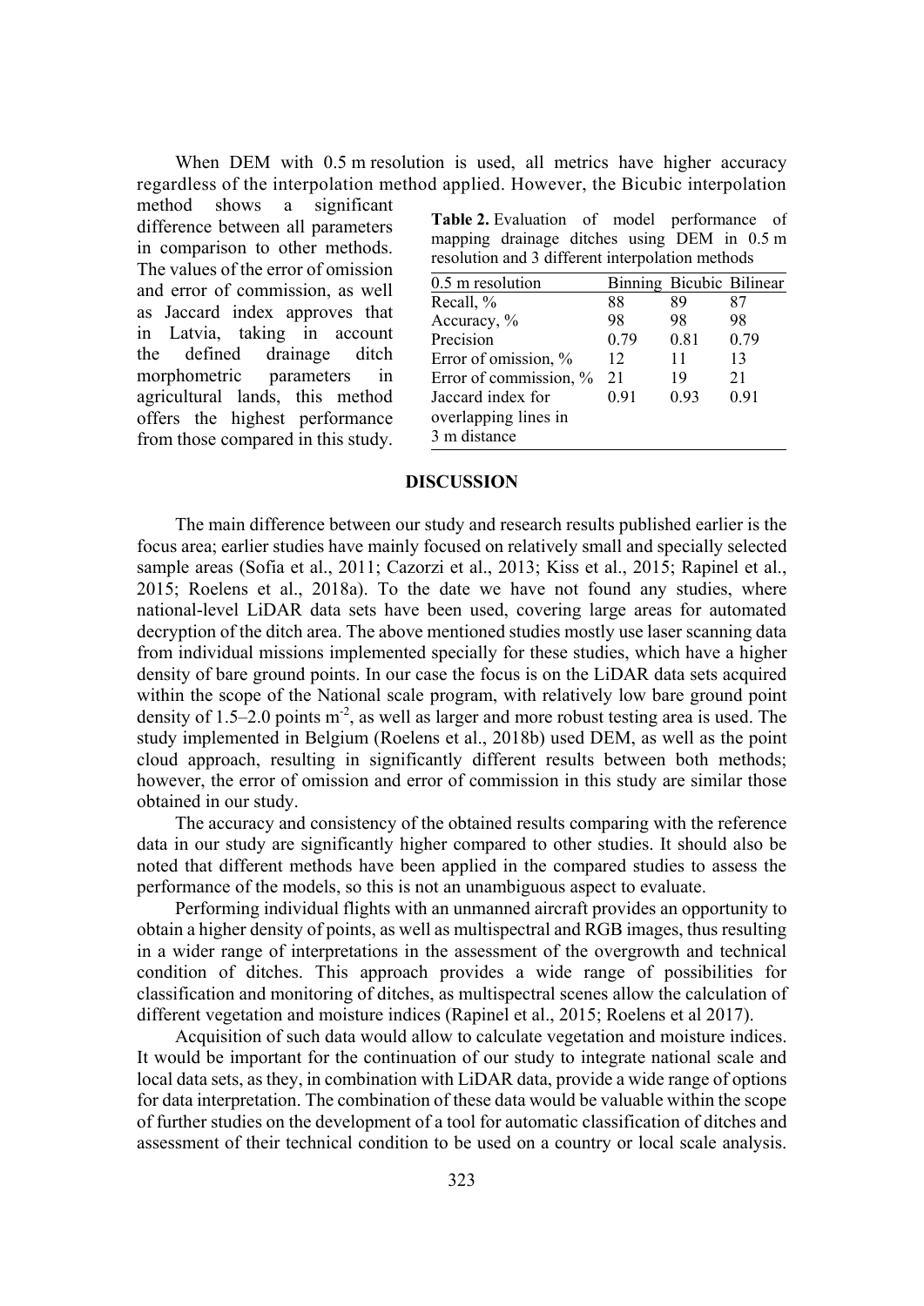When DEM with 0.5 m resolution is used, all metrics have higher accuracy regardless of the interpolation method applied. However, the Bicubic interpolation method shows a significant difference between all parameters in comparison to other methods. The values of the error of omission and error of commission, as well as Jaccard index approves that in Latvia, taking in account the defined drainage ditch morphometric parameters in agricultural lands, this method offers the highest performance from those compared in this study.

**Table 2.** Evaluation of model performance of mapping drainage ditches using DEM in 0.5 m resolution and 3 different interpolation methods

| 0.5 m resolution | Binning | Bicubic | Bilinear |
|---|---|---|---|
| Recall, % | 88 | 89 | 87 |
| Accuracy, % | 98 | 98 | 98 |
| Precision | 0.79 | 0.81 | 0.79 |
| Error of omission, % | 12 | 11 | 13 |
| Error of commission, % | 21 | 19 | 21 |
| Jaccard index for overlapping lines in 3 m distance | 0.91 | 0.93 | 0.91 |

## DISCUSSION

The main difference between our study and research results published earlier is the focus area; earlier studies have mainly focused on relatively small and specially selected sample areas (Sofia et al., 2011; Cazorzi et al., 2013; Kiss et al., 2015; Rapinel et al., 2015; Roelens et al., 2018a). To the date we have not found any studies, where national-level LiDAR data sets have been used, covering large areas for automated decryption of the ditch area. The above mentioned studies mostly use laser scanning data from individual missions implemented specially for these studies, which have a higher density of bare ground points. In our case the focus is on the LiDAR data sets acquired within the scope of the National scale program, with relatively low bare ground point density of 1.5–2.0 points $m^{-2}$, as well as larger and more robust testing area is used. The study implemented in Belgium (Roelens et al., 2018b) used DEM, as well as the point cloud approach, resulting in significantly different results between both methods; however, the error of omission and error of commission in this study are similar those obtained in our study.

The accuracy and consistency of the obtained results comparing with the reference data in our study are significantly higher compared to other studies. It should also be noted that different methods have been applied in the compared studies to assess the performance of the models, so this is not an unambiguous aspect to evaluate.

Performing individual flights with an unmanned aircraft provides an opportunity to obtain a higher density of points, as well as multispectral and RGB images, thus resulting in a wider range of interpretations in the assessment of the overgrowth and technical condition of ditches. This approach provides a wide range of possibilities for classification and monitoring of ditches, as multispectral scenes allow the calculation of different vegetation and moisture indices (Rapinel et al., 2015; Roelens et al 2017).

Acquisition of such data would allow to calculate vegetation and moisture indices. It would be important for the continuation of our study to integrate national scale and local data sets, as they, in combination with LiDAR data, provide a wide range of options for data interpretation. The combination of these data would be valuable within the scope of further studies on the development of a tool for automatic classification of ditches and assessment of their technical condition to be used on a country or local scale analysis.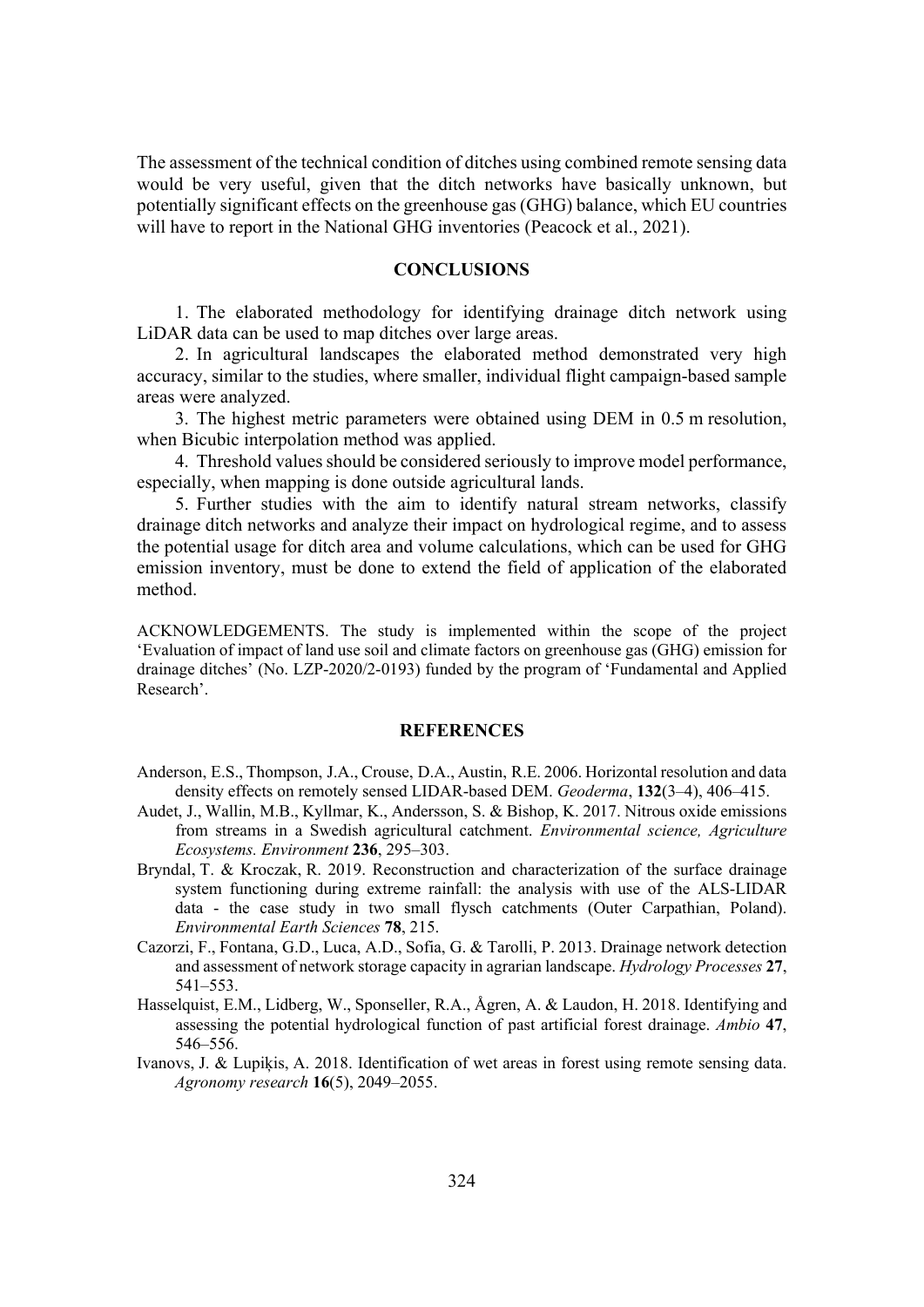The assessment of the technical condition of ditches using combined remote sensing data would be very useful, given that the ditch networks have basically unknown, but potentially significant effects on the greenhouse gas (GHG) balance, which EU countries will have to report in the National GHG inventories (Peacock et al., 2021).

## CONCLUSIONS

1. The elaborated methodology for identifying drainage ditch network using LiDAR data can be used to map ditches over large areas.
2. In agricultural landscapes the elaborated method demonstrated very high accuracy, similar to the studies, where smaller, individual flight campaign-based sample areas were analyzed.
3. The highest metric parameters were obtained using DEM in 0.5 m resolution, when Bicubic interpolation method was applied.
4. Threshold values should be considered seriously to improve model performance, especially, when mapping is done outside agricultural lands.
5. Further studies with the aim to identify natural stream networks, classify drainage ditch networks and analyze their impact on hydrological regime, and to assess the potential usage for ditch area and volume calculations, which can be used for GHG emission inventory, must be done to extend the field of application of the elaborated method.

ACKNOWLEDGEMENTS. The study is implemented within the scope of the project 'Evaluation of impact of land use soil and climate factors on greenhouse gas (GHG) emission for drainage ditches' (No. LZP-2020/2-0193) funded by the program of 'Fundamental and Applied Research'.

## REFERENCES

Anderson, E.S., Thompson, J.A., Crouse, D.A., Austin, R.E. 2006. Horizontal resolution and data density effects on remotely sensed LIDAR-based DEM. *Geoderma*, **132**(3–4), 406–415.

Audet, J., Wallin, M.B., Kyllmar, K., Andersson, S. & Bishop, K. 2017. Nitrous oxide emissions from streams in a Swedish agricultural catchment. *Environmental science, Agriculture Ecosystems. Environment* **236**, 295–303.

Bryndal, T. & Kroczak, R. 2019. Reconstruction and characterization of the surface drainage system functioning during extreme rainfall: the analysis with use of the ALS-LIDAR data - the case study in two small flysch catchments (Outer Carpathian, Poland). *Environmental Earth Sciences* **78**, 215.

Cazorzi, F., Fontana, G.D., Luca, A.D., Sofia, G. & Tarolli, P. 2013. Drainage network detection and assessment of network storage capacity in agrarian landscape. *Hydrology Processes* **27**, 541–553.

Hasselquist, E.M., Lidberg, W., Sponseller, R.A., Ågren, A. & Laudon, H. 2018. Identifying and assessing the potential hydrological function of past artificial forest drainage. *Ambio* **47**, 546–556.

Ivanovs, J. & Lupiķis, A. 2018. Identification of wet areas in forest using remote sensing data. *Agronomy research* **16**(5), 2049–2055.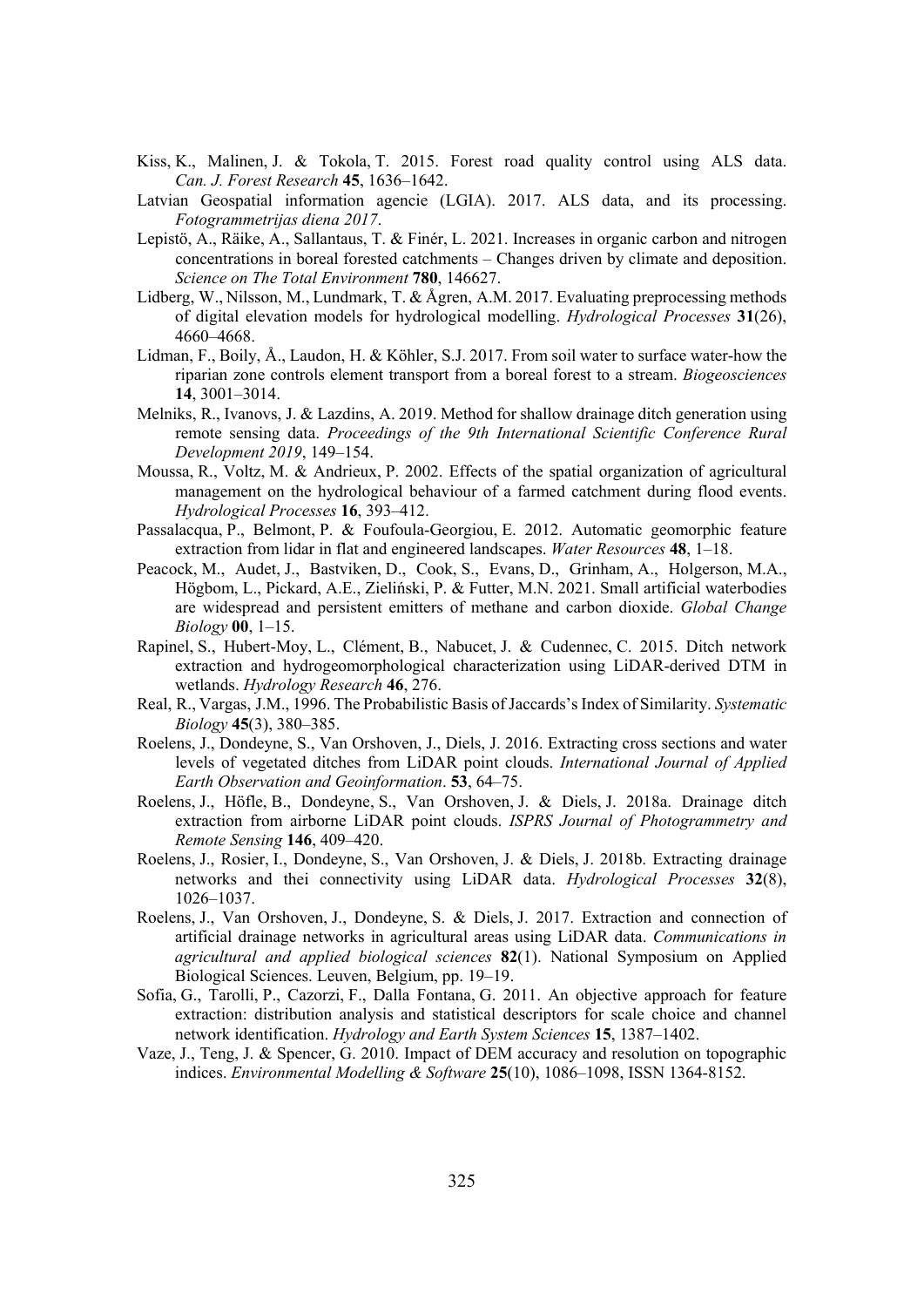Kiss, K., Malinen, J. & Tokola, T. 2015. Forest road quality control using ALS data. *Can. J. Forest Research* **45**, 1636–1642.

Latvian Geospatial information agencie (LGIA). 2017. ALS data, and its processing. *Fotogrammetrijas diena 2017*.

Lepistö, A., Räike, A., Sallantaus, T. & Finér, L. 2021. Increases in organic carbon and nitrogen concentrations in boreal forested catchments – Changes driven by climate and deposition. *Science on The Total Environment* **780**, 146627.

Lidberg, W., Nilsson, M., Lundmark, T. & Ågren, A.M. 2017. Evaluating preprocessing methods of digital elevation models for hydrological modelling. *Hydrological Processes* **31**(26), 4660–4668.

Lidman, F., Boily, Å., Laudon, H. & Köhler, S.J. 2017. From soil water to surface water-how the riparian zone controls element transport from a boreal forest to a stream. *Biogeosciences* **14**, 3001–3014.

Melniks, R., Ivanovs, J. & Lazdins, A. 2019. Method for shallow drainage ditch generation using remote sensing data. *Proceedings of the 9th International Scientific Conference Rural Development 2019*, 149–154.

Moussa, R., Voltz, M. & Andrieux, P. 2002. Effects of the spatial organization of agricultural management on the hydrological behaviour of a farmed catchment during flood events. *Hydrological Processes* **16**, 393–412.

Passalacqua, P., Belmont, P. & Foufoula-Georgiou, E. 2012. Automatic geomorphic feature extraction from lidar in flat and engineered landscapes. *Water Resources* **48**, 1–18.

Peacock, M., Audet, J., Bastviken, D., Cook, S., Evans, D., Grinham, A., Holgerson, M.A., Högbom, L., Pickard, A.E., Zieliński, P. & Futter, M.N. 2021. Small artificial waterbodies are widespread and persistent emitters of methane and carbon dioxide. *Global Change Biology* **00**, 1–15.

Rapinel, S., Hubert-Moy, L., Clément, B., Nabucet, J. & Cudennec, C. 2015. Ditch network extraction and hydrogeomorphological characterization using LiDAR-derived DTM in wetlands. *Hydrology Research* **46**, 276.

Real, R., Vargas, J.M., 1996. The Probabilistic Basis of Jaccards's Index of Similarity. *Systematic Biology* **45**(3), 380–385.

Roelens, J., Dondeyne, S., Van Orshoven, J., Diels, J. 2016. Extracting cross sections and water levels of vegetated ditches from LiDAR point clouds. *International Journal of Applied Earth Observation and Geoinformation*. **53**, 64–75.

Roelens, J., Höfle, B., Dondeyne, S., Van Orshoven, J. & Diels, J. 2018a. Drainage ditch extraction from airborne LiDAR point clouds. *ISPRS Journal of Photogrammetry and Remote Sensing* **146**, 409–420.

Roelens, J., Rosier, I., Dondeyne, S., Van Orshoven, J. & Diels, J. 2018b. Extracting drainage networks and thei connectivity using LiDAR data. *Hydrological Processes* **32**(8), 1026–1037.

Roelens, J., Van Orshoven, J., Dondeyne, S. & Diels, J. 2017. Extraction and connection of artificial drainage networks in agricultural areas using LiDAR data. *Communications in agricultural and applied biological sciences* **82**(1). National Symposium on Applied Biological Sciences. Leuven, Belgium, pp. 19–19.

Sofia, G., Tarolli, P., Cazorzi, F., Dalla Fontana, G. 2011. An objective approach for feature extraction: distribution analysis and statistical descriptors for scale choice and channel network identification. *Hydrology and Earth System Sciences* **15**, 1387–1402.

Vaze, J., Teng, J. & Spencer, G. 2010. Impact of DEM accuracy and resolution on topographic indices. *Environmental Modelling & Software* **25**(10), 1086–1098, ISSN 1364-8152.